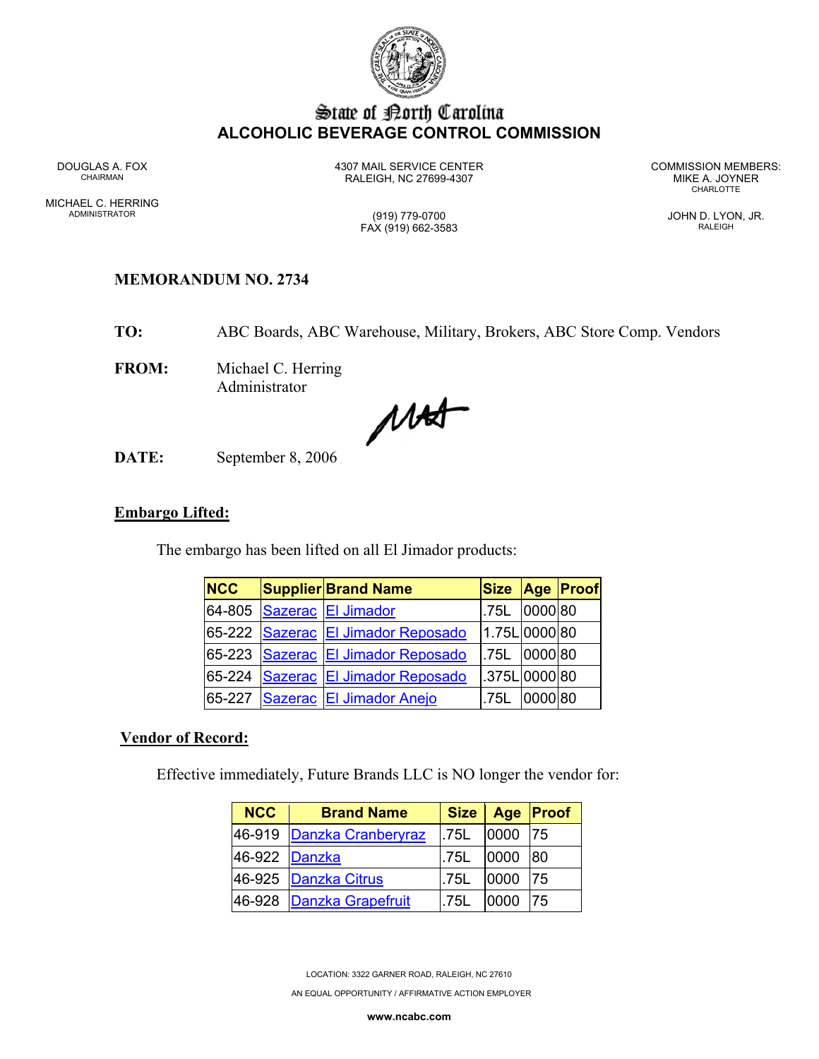# State of North Carolina
## ALCOHOLIC BEVERAGE CONTROL COMMISSION

DOUGLAS A. FOX
CHAIRMAN

MICHAEL C. HERRING
ADMINISTRATOR

4307 MAIL SERVICE CENTER
RALEIGH, NC 27699-4307

(919) 779-0700
FAX (919) 662-3583

COMMISSION MEMBERS:
MIKE A. JOYNER
CHARLOTTE

JOHN D. LYON, JR.
RALEIGH

**MEMORANDUM NO. 2734**

**TO:** ABC Boards, ABC Warehouse, Military, Brokers, ABC Store Comp. Vendors

**FROM:** Michael C. Herring
Administrator

**DATE:** September 8, 2006

**Embargo Lifted:**

The embargo has been lifted on all El Jimador products:

| NCC | Supplier | Brand Name | Size | Age | Proof |
|---|---|---|---|---|---|
| 64-805 | Sazerac | El Jimador | .75L | 0000 | 80 |
| 65-222 | Sazerac | El Jimador Reposado | 1.75L | 0000 | 80 |
| 65-223 | Sazerac | El Jimador Reposado | .75L | 0000 | 80 |
| 65-224 | Sazerac | El Jimador Reposado | .375L | 0000 | 80 |
| 65-227 | Sazerac | El Jimador Anejo | .75L | 0000 | 80 |

**Vendor of Record:**

Effective immediately, Future Brands LLC is NO longer the vendor for:

| NCC | Brand Name | Size | Age | Proof |
|---|---|---|---|---|
| 46-919 | Danzka Cranberyraz | .75L | 0000 | 75 |
| 46-922 | Danzka | .75L | 0000 | 80 |
| 46-925 | Danzka Citrus | .75L | 0000 | 75 |
| 46-928 | Danzka Grapefruit | .75L | 0000 | 75 |

LOCATION: 3322 GARNER ROAD, RALEIGH, NC 27610

AN EQUAL OPPORTUNITY / AFFIRMATIVE ACTION EMPLOYER

www.ncabc.com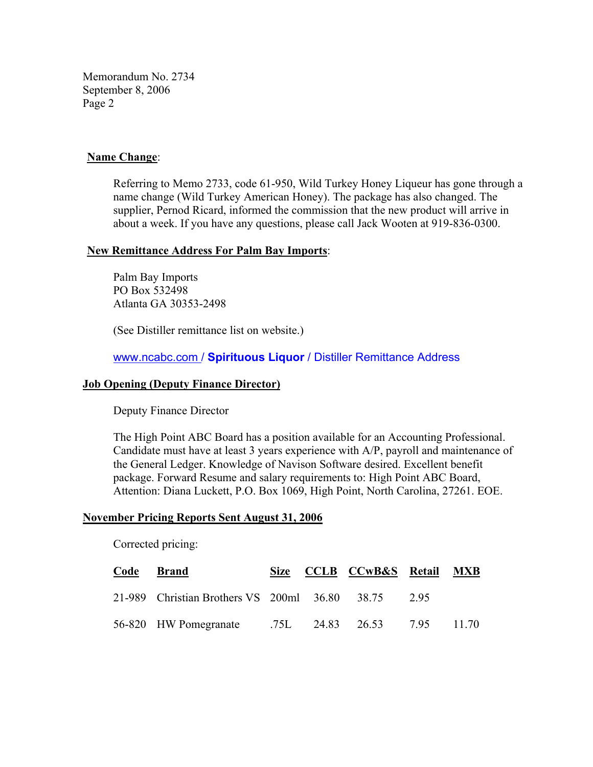Memorandum No. 2734
September 8, 2006
Page 2

**Name Change**:

Referring to Memo 2733, code 61-950, Wild Turkey Honey Liqueur has gone through a name change (Wild Turkey American Honey). The package has also changed. The supplier, Pernod Ricard, informed the commission that the new product will arrive in about a week. If you have any questions, please call Jack Wooten at 919-836-0300.

**New Remittance Address For Palm Bay Imports**:

Palm Bay Imports
PO Box 532498
Atlanta GA 30353-2498

(See Distiller remittance list on website.)

www.ncabc.com / **Spirituous Liquor** / Distiller Remittance Address

**Job Opening (Deputy Finance Director)**

Deputy Finance Director

The High Point ABC Board has a position available for an Accounting Professional. Candidate must have at least 3 years experience with A/P, payroll and maintenance of the General Ledger. Knowledge of Navison Software desired. Excellent benefit package. Forward Resume and salary requirements to: High Point ABC Board, Attention: Diana Luckett, P.O. Box 1069, High Point, North Carolina, 27261. EOE.

**November Pricing Reports Sent August 31, 2006**

Corrected pricing:

| Code | Brand | Size | CCLB | CCwB&S | Retail | MXB |
|---|---|---|---|---|---|---|
| 21-989 | Christian Brothers VS | 200ml | 36.80 | 38.75 | 2.95 | |
| 56-820 | HW Pomegranate | .75L | 24.83 | 26.53 | 7.95 | 11.70 |